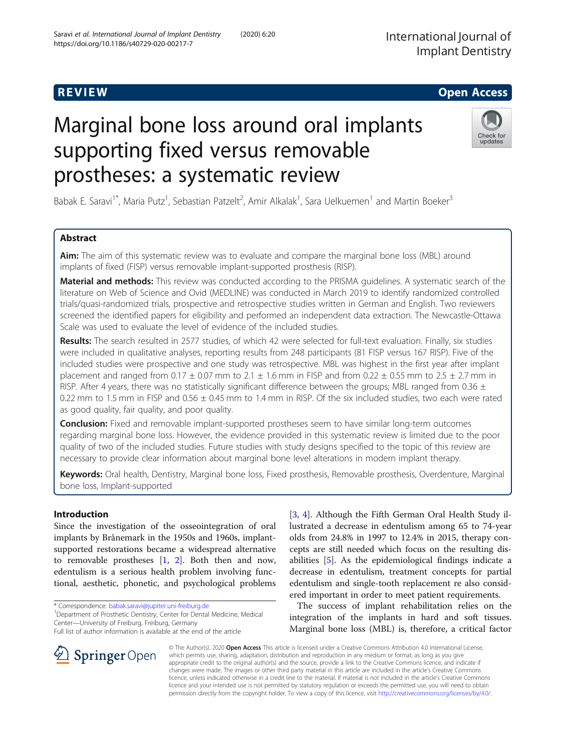REVIEW

Open Access

# Marginal bone loss around oral implants supporting fixed versus removable prostheses: a systematic review

Babak E. Saravi[1*], Maria Putz[1], Sebastian Patzelt[2], Amir Alkalak[1], Sara Uelkuemen[1] and Martin Boeker[3]

## Abstract

**Aim:** The aim of this systematic review was to evaluate and compare the marginal bone loss (MBL) around implants of fixed (FISP) versus removable implant-supported prosthesis (RISP).

**Material and methods:** This review was conducted according to the PRISMA guidelines. A systematic search of the literature on Web of Science and Ovid (MEDLINE) was conducted in March 2019 to identify randomized controlled trials/quasi-randomized trials, prospective and retrospective studies written in German and English. Two reviewers screened the identified papers for eligibility and performed an independent data extraction. The Newcastle-Ottawa Scale was used to evaluate the level of evidence of the included studies.

**Results:** The search resulted in 2577 studies, of which 42 were selected for full-text evaluation. Finally, six studies were included in qualitative analyses, reporting results from 248 participants (81 FISP versus 167 RISP). Five of the included studies were prospective and one study was retrospective. MBL was highest in the first year after implant placement and ranged from 0.17 ± 0.07 mm to 2.1 ± 1.6 mm in FISP and from 0.22 ± 0.55 mm to 2.5 ± 2.7 mm in RISP. After 4 years, there was no statistically significant difference between the groups; MBL ranged from 0.36 ± 0.22 mm to 1.5 mm in FISP and 0.56 ± 0.45 mm to 1.4 mm in RISP. Of the six included studies, two each were rated as good quality, fair quality, and poor quality.

**Conclusion:** Fixed and removable implant-supported prostheses seem to have similar long-term outcomes regarding marginal bone loss. However, the evidence provided in this systematic review is limited due to the poor quality of two of the included studies. Future studies with study designs specified to the topic of this review are necessary to provide clear information about marginal bone level alterations in modern implant therapy.

**Keywords:** Oral health, Dentistry, Marginal bone loss, Fixed prosthesis, Removable prosthesis, Overdenture, Marginal bone loss, Implant-supported

## Introduction

Since the investigation of the osseointegration of oral implants by Brånemark in the 1950s and 1960s, implant-supported restorations became a widespread alternative to removable prostheses [1, 2]. Both then and now, edentulism is a serious health problem involving functional, aesthetic, phonetic, and psychological problems [3, 4]. Although the Fifth German Oral Health Study illustrated a decrease in edentulism among 65 to 74-year olds from 24.8% in 1997 to 12.4% in 2015, therapy concepts are still needed which focus on the resulting disabilities [5]. As the epidemiological findings indicate a decrease in edentulism, treatment concepts for partial edentulism and single-tooth replacement re also considered important in order to meet patient requirements.

The success of implant rehabilitation relies on the integration of the implants in hard and soft tissues. Marginal bone loss (MBL) is, therefore, a critical factor

* Correspondence: babak.saravi@jupiter.uni-freiburg.de
[1]Department of Prosthetic Dentistry, Center for Dental Medicine, Medical Center—University of Freiburg, Freiburg, Germany
Full list of author information is available at the end of the article

© The Author(s). 2020 **Open Access** This article is licensed under a Creative Commons Attribution 4.0 International License, which permits use, sharing, adaptation, distribution and reproduction in any medium or format, as long as you give appropriate credit to the original author(s) and the source, provide a link to the Creative Commons licence, and indicate if changes were made. The images or other third party material in this article are included in the article's Creative Commons licence, unless indicated otherwise in a credit line to the material. If material is not included in the article's Creative Commons licence and your intended use is not permitted by statutory regulation or exceeds the permitted use, you will need to obtain permission directly from the copyright holder. To view a copy of this licence, visit http://creativecommons.org/licenses/by/4.0/.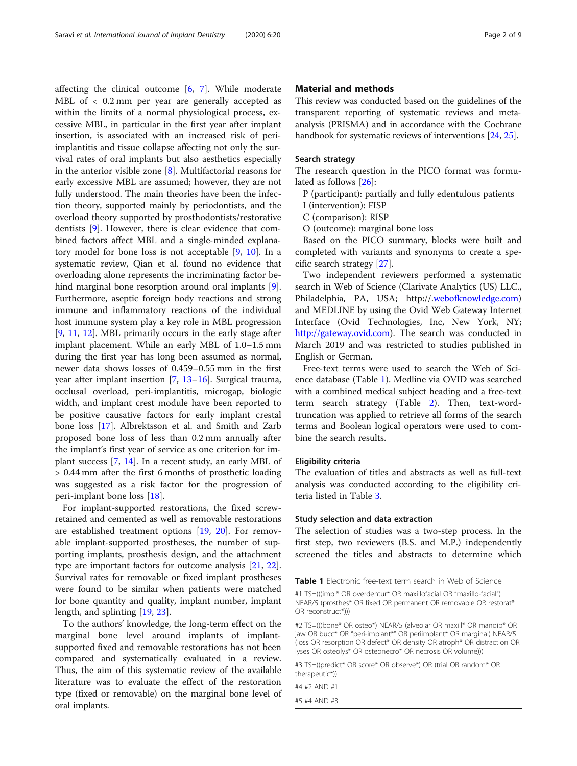affecting the clinical outcome [6, 7]. While moderate MBL of < 0.2 mm per year are generally accepted as within the limits of a normal physiological process, excessive MBL, in particular in the first year after implant insertion, is associated with an increased risk of peri-implantitis and tissue collapse affecting not only the survival rates of oral implants but also aesthetics especially in the anterior visible zone [8]. Multifactorial reasons for early excessive MBL are assumed; however, they are not fully understood. The main theories have been the infection theory, supported mainly by periodontists, and the overload theory supported by prosthodontists/restorative dentists [9]. However, there is clear evidence that combined factors affect MBL and a single-minded explanatory model for bone loss is not acceptable [9, 10]. In a systematic review, Qian et al. found no evidence that overloading alone represents the incriminating factor behind marginal bone resorption around oral implants [9]. Furthermore, aseptic foreign body reactions and strong immune and inflammatory reactions of the individual host immune system play a key role in MBL progression [9, 11, 12]. MBL primarily occurs in the early stage after implant placement. While an early MBL of 1.0–1.5 mm during the first year has long been assumed as normal, newer data shows losses of 0.459–0.55 mm in the first year after implant insertion [7, 13–16]. Surgical trauma, occlusal overload, peri-implantitis, microgap, biologic width, and implant crest module have been reported to be positive causative factors for early implant crestal bone loss [17]. Albrektsson et al. and Smith and Zarb proposed bone loss of less than 0.2 mm annually after the implant's first year of service as one criterion for implant success [7, 14]. In a recent study, an early MBL of > 0.44 mm after the first 6 months of prosthetic loading was suggested as a risk factor for the progression of peri-implant bone loss [18].

For implant-supported restorations, the fixed screw-retained and cemented as well as removable restorations are established treatment options [19, 20]. For removable implant-supported prostheses, the number of supporting implants, prosthesis design, and the attachment type are important factors for outcome analysis [21, 22]. Survival rates for removable or fixed implant prostheses were found to be similar when patients were matched for bone quantity and quality, implant number, implant length, and splinting [19, 23].

To the authors' knowledge, the long-term effect on the marginal bone level around implants of implant-supported fixed and removable restorations has not been compared and systematically evaluated in a review. Thus, the aim of this systematic review of the available literature was to evaluate the effect of the restoration type (fixed or removable) on the marginal bone level of oral implants.

## Material and methods

This review was conducted based on the guidelines of the transparent reporting of systematic reviews and meta-analysis (PRISMA) and in accordance with the Cochrane handbook for systematic reviews of interventions [24, 25].

### Search strategy

The research question in the PICO format was formulated as follows [26]:

P (participant): partially and fully edentulous patients
I (intervention): FISP
C (comparison): RISP
O (outcome): marginal bone loss

Based on the PICO summary, blocks were built and completed with variants and synonyms to create a specific search strategy [27].

Two independent reviewers performed a systematic search in Web of Science (Clarivate Analytics (US) LLC., Philadelphia, PA, USA; http://.webofknowledge.com) and MEDLINE by using the Ovid Web Gateway Internet Interface (Ovid Technologies, Inc, New York, NY; http://gateway.ovid.com). The search was conducted in March 2019 and was restricted to studies published in English or German.

Free-text terms were used to search the Web of Science database (Table 1). Medline via OVID was searched with a combined medical subject heading and a free-text term search strategy (Table 2). Then, text-word-truncation was applied to retrieve all forms of the search terms and Boolean logical operators were used to combine the search results.

### Eligibility criteria

The evaluation of titles and abstracts as well as full-text analysis was conducted according to the eligibility criteria listed in Table 3.

### Study selection and data extraction

The selection of studies was a two-step process. In the first step, two reviewers (B.S. and M.P.) independently screened the titles and abstracts to determine which

**Table 1** Electronic free-text term search in Web of Science

| |
|---|
| #1 TS=(((impl* OR overdentur* OR maxillofacial OR "maxillo-facial") NEAR/5 (prosthes* OR fixed OR permanent OR removable OR restorat* OR reconstruct*))) |
| #2 TS=(((bone* OR osteo*) NEAR/5 (alveolar OR maxill* OR mandib* OR jaw OR bucc* OR "peri-implant*" OR periimplant* OR marginal) NEAR/5 (loss OR resorption OR defect* OR density OR atroph* OR distraction OR lyses OR osteolys* OR osteonecro* OR necrosis OR volume))) |
| #3 TS=((predict* OR score* OR observe*) OR (trial OR random* OR therapeutic*)) |
| #4 #2 AND #1 |
| #5 #4 AND #3 |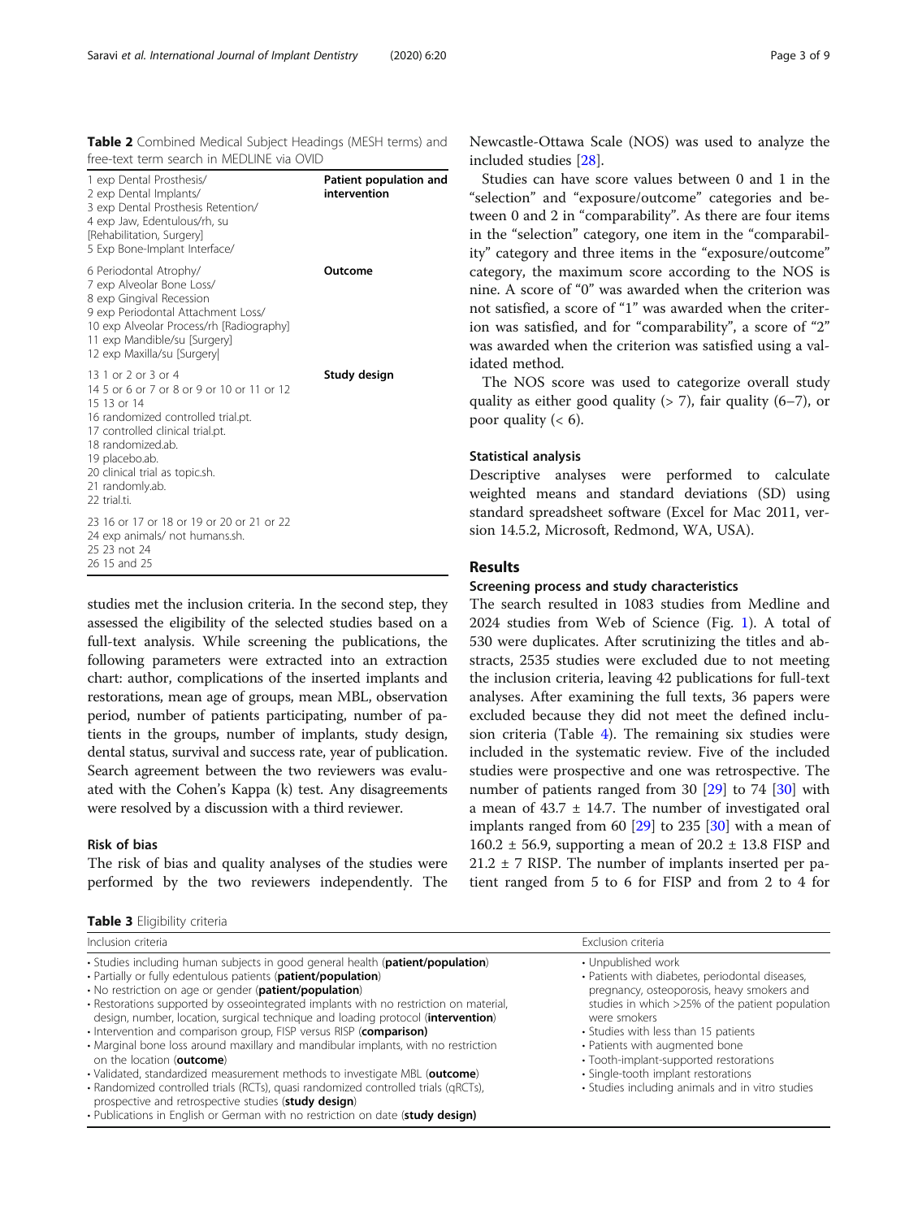**Table 2** Combined Medical Subject Headings (MESH terms) and free-text term search in MEDLINE via OVID

| | |
|---|---|
| 1 exp Dental Prosthesis/<br>2 exp Dental Implants/<br>3 exp Dental Prosthesis Retention/<br>4 exp Jaw, Edentulous/rh, su [Rehabilitation, Surgery]<br>5 Exp Bone-Implant Interface/ | **Patient population and intervention** |
| 6 Periodontal Atrophy/<br>7 exp Alveolar Bone Loss/<br>8 exp Gingival Recession<br>9 exp Periodontal Attachment Loss/<br>10 exp Alveolar Process/rh [Radiography]<br>11 exp Mandible/su [Surgery]<br>12 exp Maxilla/su [Surgery] | **Outcome** |
| 13 1 or 2 or 3 or 4<br>14 5 or 6 or 7 or 8 or 9 or 10 or 11 or 12<br>15 13 or 14<br>16 randomized controlled trial.pt.<br>17 controlled clinical trial.pt.<br>18 randomized.ab.<br>19 placebo.ab.<br>20 clinical trial as topic.sh.<br>21 randomly.ab.<br>22 trial.ti. | **Study design** |
| 23 16 or 17 or 18 or 19 or 20 or 21 or 22<br>24 exp animals/ not humans.sh.<br>25 23 not 24<br>26 15 and 25 | |

studies met the inclusion criteria. In the second step, they assessed the eligibility of the selected studies based on a full-text analysis. While screening the publications, the following parameters were extracted into an extraction chart: author, complications of the inserted implants and restorations, mean age of groups, mean MBL, observation period, number of patients participating, number of patients in the groups, number of implants, study design, dental status, survival and success rate, year of publication. Search agreement between the two reviewers was evaluated with the Cohen's Kappa (k) test. Any disagreements were resolved by a discussion with a third reviewer.

### Risk of bias

The risk of bias and quality analyses of the studies were performed by the two reviewers independently. The Newcastle-Ottawa Scale (NOS) was used to analyze the included studies [28].

Studies can have score values between 0 and 1 in the "selection" and "exposure/outcome" categories and between 0 and 2 in "comparability". As there are four items in the "selection" category, one item in the "comparability" category and three items in the "exposure/outcome" category, the maximum score according to the NOS is nine. A score of "0" was awarded when the criterion was not satisfied, a score of "1" was awarded when the criterion was satisfied, and for "comparability", a score of "2" was awarded when the criterion was satisfied using a validated method.

The NOS score was used to categorize overall study quality as either good quality (> 7), fair quality (6–7), or poor quality (< 6).

### Statistical analysis

Descriptive analyses were performed to calculate weighted means and standard deviations (SD) using standard spreadsheet software (Excel for Mac 2011, version 14.5.2, Microsoft, Redmond, WA, USA).

## Results

### Screening process and study characteristics

The search resulted in 1083 studies from Medline and 2024 studies from Web of Science (Fig. 1). A total of 530 were duplicates. After scrutinizing the titles and abstracts, 2535 studies were excluded due to not meeting the inclusion criteria, leaving 42 publications for full-text analyses. After examining the full texts, 36 papers were excluded because they did not meet the defined inclusion criteria (Table 4). The remaining six studies were included in the systematic review. Five of the included studies were prospective and one was retrospective. The number of patients ranged from 30 [29] to 74 [30] with a mean of 43.7 ± 14.7. The number of investigated oral implants ranged from 60 [29] to 235 [30] with a mean of 160.2 ± 56.9, supporting a mean of 20.2 ± 13.8 FISP and 21.2 ± 7 RISP. The number of implants inserted per patient ranged from 5 to 6 for FISP and from 2 to 4 for

**Table 3** Eligibility criteria

| Inclusion criteria | Exclusion criteria |
|---|---|
| • Studies including human subjects in good general health (**patient/population**)<br>• Partially or fully edentulous patients (**patient/population**)<br>• No restriction on age or gender (**patient/population**)<br>• Restorations supported by osseointegrated implants with no restriction on material, design, number, location, surgical technique and loading protocol (**intervention**)<br>• Intervention and comparison group, FISP versus RISP (**comparison**)<br>• Marginal bone loss around maxillary and mandibular implants, with no restriction on the location (**outcome**)<br>• Validated, standardized measurement methods to investigate MBL (**outcome**)<br>• Randomized controlled trials (RCTs), quasi randomized controlled trials (qRCTs), prospective and retrospective studies (**study design**)<br>• Publications in English or German with no restriction on date (**study design**) | • Unpublished work<br>• Patients with diabetes, periodontal diseases, pregnancy, osteoporosis, heavy smokers and studies in which >25% of the patient population were smokers<br>• Studies with less than 15 patients<br>• Patients with augmented bone<br>• Tooth-implant-supported restorations<br>• Single-tooth implant restorations<br>• Studies including animals and in vitro studies |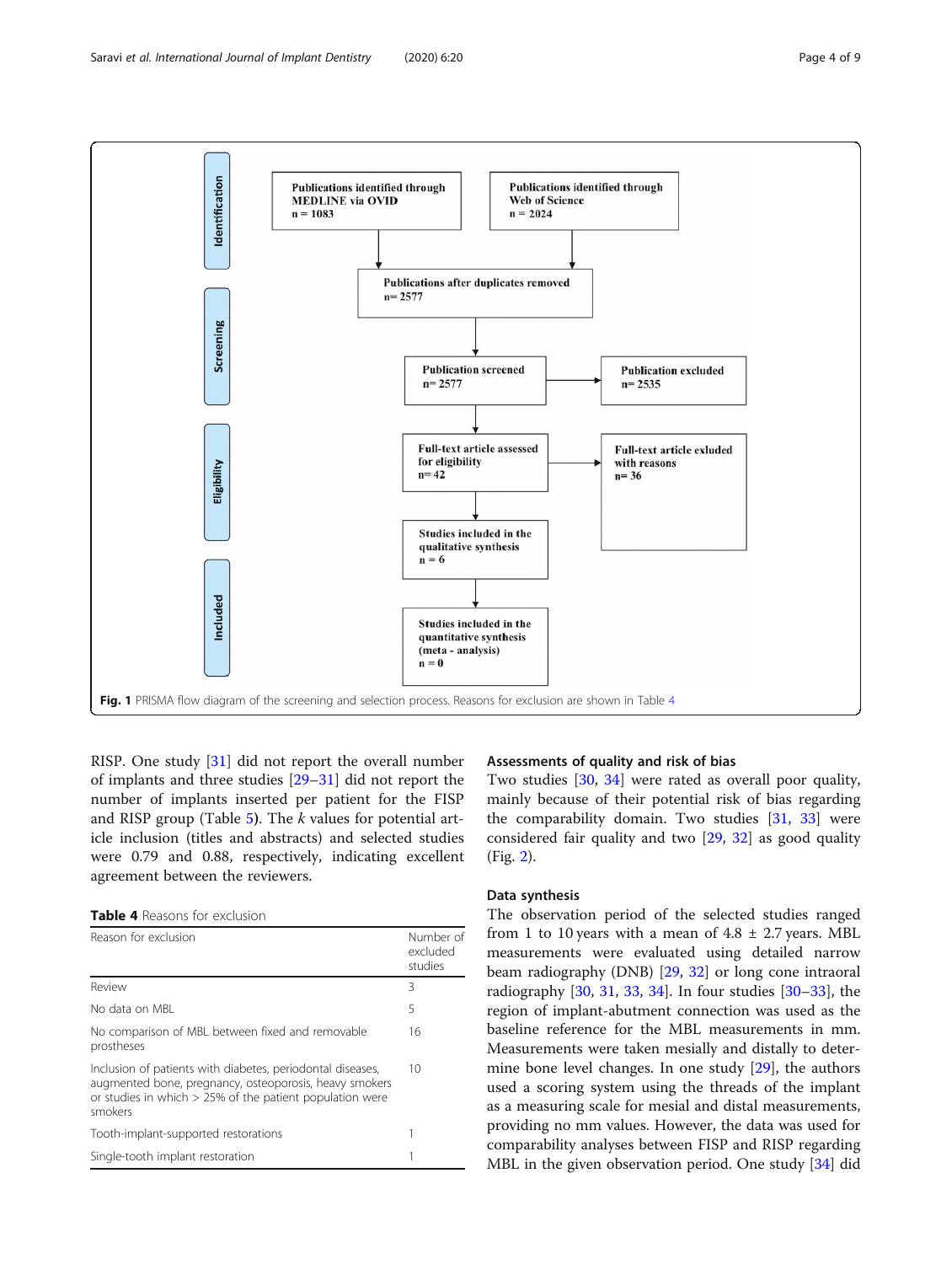Publications identified through MEDLINE via OVID
n = 1083

Publications identified through Web of Science
n = 2024

Publications after duplicates removed
n= 2577

Publication screened
n= 2577

Publication excluded
n= 2535

Full-text article assessed for eligibility
n= 42

Full-text article exluded with reasons
n= 36

Studies included in the qualitative synthesis
n = 6

Studies included in the quantitative synthesis (meta - analysis)
n = 0

**Fig. 1** PRISMA flow diagram of the screening and selection process. Reasons for exclusion are shown in Table 4

RISP. One study [31] did not report the overall number of implants and three studies [29–31] did not report the number of implants inserted per patient for the FISP and RISP group (Table 5). The *k* values for potential article inclusion (titles and abstracts) and selected studies were 0.79 and 0.88, respectively, indicating excellent agreement between the reviewers.

**Table 4** Reasons for exclusion

| Reason for exclusion | Number of excluded studies |
|---|---|
| Review | 3 |
| No data on MBL | 5 |
| No comparison of MBL between fixed and removable prostheses | 16 |
| Inclusion of patients with diabetes, periodontal diseases, augmented bone, pregnancy, osteoporosis, heavy smokers or studies in which > 25% of the patient population were smokers | 10 |
| Tooth-implant-supported restorations | 1 |
| Single-tooth implant restoration | 1 |

### Assessments of quality and risk of bias

Two studies [30, 34] were rated as overall poor quality, mainly because of their potential risk of bias regarding the comparability domain. Two studies [31, 33] were considered fair quality and two [29, 32] as good quality (Fig. 2).

### Data synthesis

The observation period of the selected studies ranged from 1 to 10 years with a mean of 4.8 ± 2.7 years. MBL measurements were evaluated using detailed narrow beam radiography (DNB) [29, 32] or long cone intraoral radiography [30, 31, 33, 34]. In four studies [30–33], the region of implant-abutment connection was used as the baseline reference for the MBL measurements in mm. Measurements were taken mesially and distally to determine bone level changes. In one study [29], the authors used a scoring system using the threads of the implant as a measuring scale for mesial and distal measurements, providing no mm values. However, the data was used for comparability analyses between FISP and RISP regarding MBL in the given observation period. One study [34] did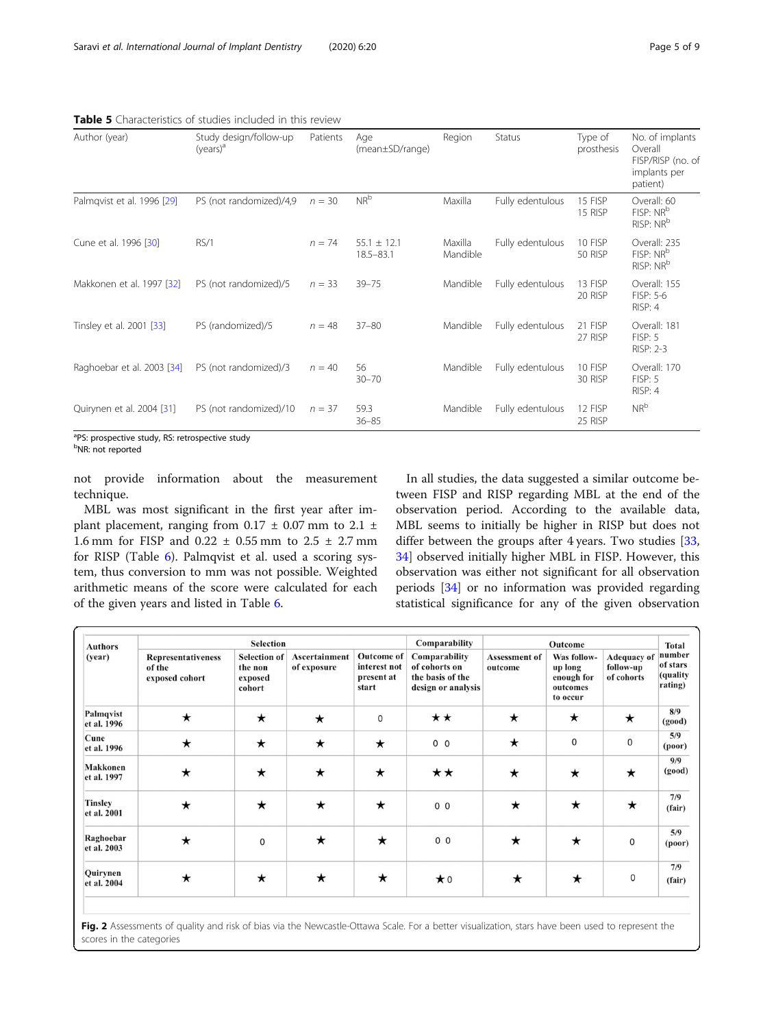**Table 5** Characteristics of studies included in this review

| Author (year) | Study design/follow-up (years)[a] | Patients | Age (mean±SD/range) | Region | Status | Type of prosthesis | No. of implants Overall FISP/RISP (no. of implants per patient) |
|---|---|---|---|---|---|---|---|
| Palmqvist et al. 1996 [29] | PS (not randomized)/4,9 | n = 30 | NR[b] | Maxilla | Fully edentulous | 15 FISP 15 RISP | Overall: 60 FISP: NR[b] RISP: NR[b] |
| Cune et al. 1996 [30] | RS/1 | n = 74 | 55.1 ± 12.1 18.5–83.1 | Maxilla Mandible | Fully edentulous | 10 FISP 50 RISP | Overall: 235 FISP: NR[b] RISP: NR[b] |
| Makkonen et al. 1997 [32] | PS (not randomized)/5 | n = 33 | 39–75 | Mandible | Fully edentulous | 13 FISP 20 RISP | Overall: 155 FISP: 5-6 RISP: 4 |
| Tinsley et al. 2001 [33] | PS (randomized)/5 | n = 48 | 37–80 | Mandible | Fully edentulous | 21 FISP 27 RISP | Overall: 181 FISP: 5 RISP: 2-3 |
| Raghoebar et al. 2003 [34] | PS (not randomized)/3 | n = 40 | 56 30–70 | Mandible | Fully edentulous | 10 FISP 30 RISP | Overall: 170 FISP: 5 RISP: 4 |
| Quirynen et al. 2004 [31] | PS (not randomized)/10 | n = 37 | 59.3 36–85 | Mandible | Fully edentulous | 12 FISP 25 RISP | NR[b] |

[a]PS: prospective study, RS: retrospective study
[b]NR: not reported

not provide information about the measurement technique.

MBL was most significant in the first year after implant placement, ranging from 0.17 ± 0.07 mm to 2.1 ± 1.6 mm for FISP and 0.22 ± 0.55 mm to 2.5 ± 2.7 mm for RISP (Table 6). Palmqvist et al. used a scoring system, thus conversion to mm was not possible. Weighted arithmetic means of the score were calculated for each of the given years and listed in Table 6.

In all studies, the data suggested a similar outcome between FISP and RISP regarding MBL at the end of the observation period. According to the available data, MBL seems to initially be higher in RISP but does not differ between the groups after 4 years. Two studies [33, 34] observed initially higher MBL in FISP. However, this observation was either not significant for all observation periods [34] or no information was provided regarding statistical significance for any of the given observation

| Authors (year) | Selection | | | | Comparability | Outcome | | | Total number of stars (quality rating) |
|---|---|---|---|---|---|---|---|---|---|
| | Representativeness of the exposed cohort | Selection of the non exposed cohort | Ascertainment of exposure | Outcome of interest not present at start | Comparability of cohorts on the basis of the design or analysis | Assessment of outcome | Was follow-up long enough for outcomes to occur | Adequacy of follow-up of cohorts | |
| Palmqvist et al. 1996 | ★ | ★ | ★ | 0 | ★★ | ★ | ★ | ★ | 8/9 (good) |
| Cune et al. 1996 | ★ | ★ | ★ | ★ | 0 0 | ★ | 0 | 0 | 5/9 (poor) |
| Makkonen et al. 1997 | ★ | ★ | ★ | ★ | ★★ | ★ | ★ | ★ | 9/9 (good) |
| Tinsley et al. 2001 | ★ | ★ | ★ | ★ | 0 0 | ★ | ★ | ★ | 7/9 (fair) |
| Raghoebar et al. 2003 | ★ | 0 | ★ | ★ | 0 0 | ★ | ★ | 0 | 5/9 (poor) |
| Quirynen et al. 2004 | ★ | ★ | ★ | ★ | ★ 0 | ★ | ★ | 0 | 7/9 (fair) |

**Fig. 2** Assessments of quality and risk of bias via the Newcastle-Ottawa Scale. For a better visualization, stars have been used to represent the scores in the categories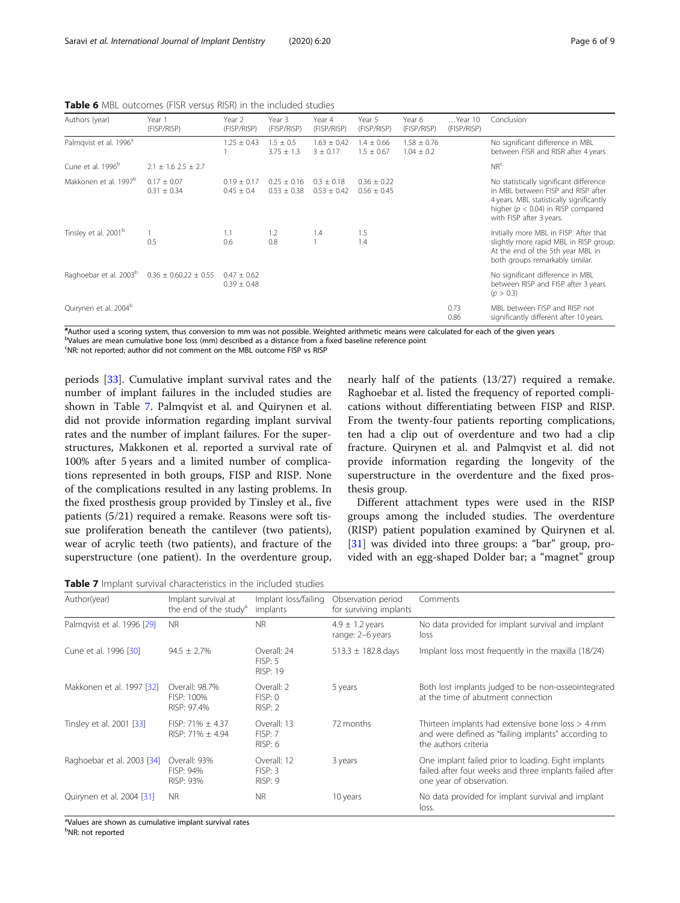**Table 6** MBL outcomes (FISR versus RISR) in the included studies

| Authors (year) | Year 1 (FISP/RISP) | Year 2 (FISP/RISP) | Year 3 (FISP/RISP) | Year 4 (FISP/RISP) | Year 5 (FISP/RISP) | Year 6 (FISP/RISP) | …Year 10 (FISP/RISP) | Conclusion |
|---|---|---|---|---|---|---|---|---|
| Palmqvist et al. 1996[a] | | 1.25 ± 0.43<br>1 | 1.5 ± 0.5<br>3.75 ± 1.3 | 1.63 ± 0.42<br>3 ± 0.17 | 1.4 ± 0.66<br>1.5 ± 0.67 | 1.58 ± 0.76<br>1.04 ± 0.2 | | No significant difference in MBL between FISR and RISR after 4 years |
| Cune et al. 1996[b] | 2.1 ± 1.6 2.5 ± 2.7 | | | | | | | NR[c] |
| Makkonen et al. 1997[b] | 0.17 ± 0.07<br>0.31 ± 0.34 | 0.19 ± 0.17<br>0.45 ± 0.4 | 0.25 ± 0.16<br>0.53 ± 0.38 | 0.3 ± 0.18<br>0.53 ± 0.42 | 0.36 ± 0.22<br>0.56 ± 0.45 | | | No statistically significant difference in MBL between FISP and RISP after 4 years. MBL statistically significantly higher ($p < 0.04$) in RISP compared with FISP after 3 years. |
| Tinsley et al. 2001[b] | 1<br>0.5 | 1.1<br>0.6 | 1.2<br>0.8 | 1.4<br>1 | 1.5<br>1.4 | | | Initially more MBL in FISP. After that slightly more rapid MBL in RISP group. At the end of the 5th year MBL in both groups remarkably similar. |
| Raghoebar et al. 2003[b] | 0.36 ± 0.60.22 ± 0.55 | 0.47 ± 0.62<br>0.39 ± 0.48 | | | | | | No significant difference in MBL between RISP and FISP after 3 years ($p > 0.3$) |
| Quirynen et al. 2004[b] | | | | | | | 0.73<br>0.86 | MBL between FISP and RISP not significantly different after 10 years. |

[a]Author used a scoring system, thus conversion to mm was not possible. Weighted arithmetic means were calculated for each of the given years
[b]Values are mean cumulative bone loss (mm) described as a distance from a fixed baseline reference point
[c]NR: not reported; author did not comment on the MBL outcome FISP vs RISP

periods [33]. Cumulative implant survival rates and the number of implant failures in the included studies are shown in Table 7. Palmqvist et al. and Quirynen et al. did not provide information regarding implant survival rates and the number of implant failures. For the superstructures, Makkonen et al. reported a survival rate of 100% after 5 years and a limited number of complications represented in both groups, FISP and RISP. None of the complications resulted in any lasting problems. In the fixed prosthesis group provided by Tinsley et al., five patients (5/21) required a remake. Reasons were soft tissue proliferation beneath the cantilever (two patients), wear of acrylic teeth (two patients), and fracture of the superstructure (one patient). In the overdenture group, nearly half of the patients (13/27) required a remake. Raghoebar et al. listed the frequency of reported complications without differentiating between FISP and RISP. From the twenty-four patients reporting complications, ten had a clip out of overdenture and two had a clip fracture. Quirynen et al. and Palmqvist et al. did not provide information regarding the longevity of the superstructure in the overdenture and the fixed prosthesis group.

Different attachment types were used in the RISP groups among the included studies. The overdenture (RISP) patient population examined by Quirynen et al. [31] was divided into three groups: a "bar" group, provided with an egg-shaped Dolder bar; a "magnet" group

**Table 7** Implant survival characteristics in the included studies

| Author(year) | Implant survival at the end of the study[a] | Implant loss/failing implants | Observation period for surviving implants | Comments |
|---|---|---|---|---|
| Palmqvist et al. 1996 [29] | NR | NR | 4.9 ± 1.2 years<br>range: 2–6 years | No data provided for implant survival and implant loss |
| Cune et al. 1996 [30] | 94.5 ± 2.7% | Overall: 24<br>FISP: 5<br>RISP: 19 | 513.3 ± 182.8 days | Implant loss most frequently in the maxilla (18/24) |
| Makkonen et al. 1997 [32] | Overall: 98.7%<br>FISP: 100%<br>RISP: 97.4% | Overall: 2<br>FISP: 0<br>RISP: 2 | 5 years | Both lost implants judged to be non-osseointegrated at the time of abutment connection |
| Tinsley et al. 2001 [33] | FISP: 71% ± 4.37<br>RISP: 71% ± 4.94 | Overall: 13<br>FISP: 7<br>RISP: 6 | 72 months | Thirteen implants had extensive bone loss > 4 mm and were defined as "failing implants" according to the authors criteria |
| Raghoebar et al. 2003 [34] | Overall: 93%<br>FISP: 94%<br>RISP: 93% | Overall: 12<br>FISP: 3<br>RISP: 9 | 3 years | One implant failed prior to loading. Eight implants failed after four weeks and three implants failed after one year of observation. |
| Quirynen et al. 2004 [31] | NR | NR | 10 years | No data provided for implant survival and implant loss. |

[a]Values are shown as cumulative implant survival rates
[b]NR: not reported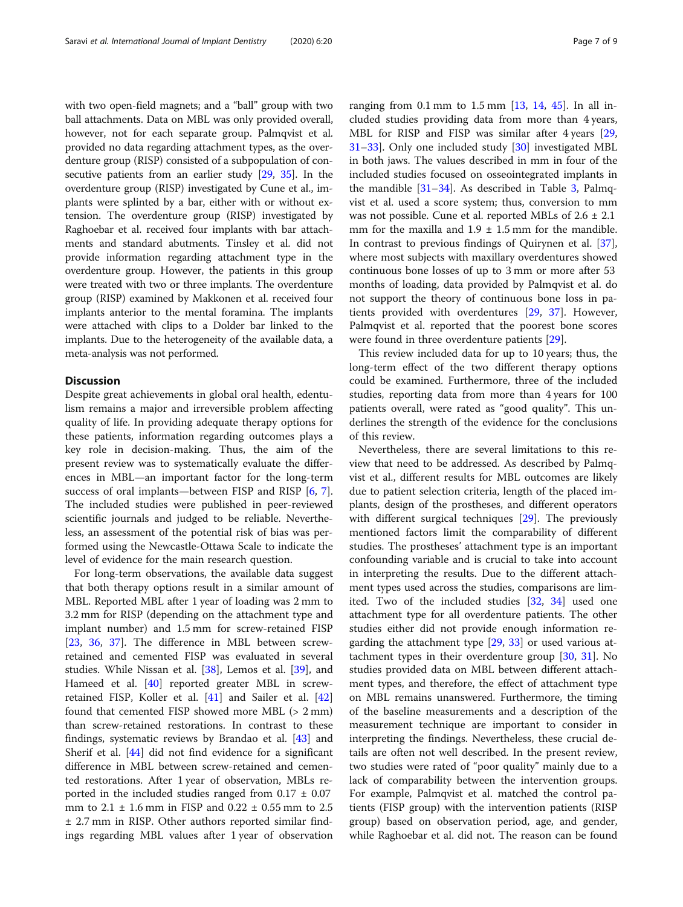with two open-field magnets; and a "ball" group with two ball attachments. Data on MBL was only provided overall, however, not for each separate group. Palmqvist et al. provided no data regarding attachment types, as the overdenture group (RISP) consisted of a subpopulation of consecutive patients from an earlier study [29, 35]. In the overdenture group (RISP) investigated by Cune et al., implants were splinted by a bar, either with or without extension. The overdenture group (RISP) investigated by Raghoebar et al. received four implants with bar attachments and standard abutments. Tinsley et al. did not provide information regarding attachment type in the overdenture group. However, the patients in this group were treated with two or three implants. The overdenture group (RISP) examined by Makkonen et al. received four implants anterior to the mental foramina. The implants were attached with clips to a Dolder bar linked to the implants. Due to the heterogeneity of the available data, a meta-analysis was not performed.

## Discussion

Despite great achievements in global oral health, edentulism remains a major and irreversible problem affecting quality of life. In providing adequate therapy options for these patients, information regarding outcomes plays a key role in decision-making. Thus, the aim of the present review was to systematically evaluate the differences in MBL—an important factor for the long-term success of oral implants—between FISP and RISP [6, 7]. The included studies were published in peer-reviewed scientific journals and judged to be reliable. Nevertheless, an assessment of the potential risk of bias was performed using the Newcastle-Ottawa Scale to indicate the level of evidence for the main research question.

For long-term observations, the available data suggest that both therapy options result in a similar amount of MBL. Reported MBL after 1 year of loading was 2 mm to 3.2 mm for RISP (depending on the attachment type and implant number) and 1.5 mm for screw-retained FISP [23, 36, 37]. The difference in MBL between screw-retained and cemented FISP was evaluated in several studies. While Nissan et al. [38], Lemos et al. [39], and Hameed et al. [40] reported greater MBL in screw-retained FISP, Koller et al. [41] and Sailer et al. [42] found that cemented FISP showed more MBL (> 2 mm) than screw-retained restorations. In contrast to these findings, systematic reviews by Brandao et al. [43] and Sherif et al. [44] did not find evidence for a significant difference in MBL between screw-retained and cemented restorations. After 1 year of observation, MBLs reported in the included studies ranged from 0.17 ± 0.07 mm to 2.1 ± 1.6 mm in FISP and 0.22 ± 0.55 mm to 2.5 ± 2.7 mm in RISP. Other authors reported similar findings regarding MBL values after 1 year of observation ranging from 0.1 mm to 1.5 mm [13, 14, 45]. In all included studies providing data from more than 4 years, MBL for RISP and FISP was similar after 4 years [29, 31–33]. Only one included study [30] investigated MBL in both jaws. The values described in mm in four of the included studies focused on osseointegrated implants in the mandible [31–34]. As described in Table 3, Palmqvist et al. used a score system; thus, conversion to mm was not possible. Cune et al. reported MBLs of 2.6 ± 2.1 mm for the maxilla and 1.9 ± 1.5 mm for the mandible. In contrast to previous findings of Quirynen et al. [37], where most subjects with maxillary overdentures showed continuous bone losses of up to 3 mm or more after 53 months of loading, data provided by Palmqvist et al. do not support the theory of continuous bone loss in patients provided with overdentures [29, 37]. However, Palmqvist et al. reported that the poorest bone scores were found in three overdenture patients [29].

This review included data for up to 10 years; thus, the long-term effect of the two different therapy options could be examined. Furthermore, three of the included studies, reporting data from more than 4 years for 100 patients overall, were rated as "good quality". This underlines the strength of the evidence for the conclusions of this review.

Nevertheless, there are several limitations to this review that need to be addressed. As described by Palmqvist et al., different results for MBL outcomes are likely due to patient selection criteria, length of the placed implants, design of the prostheses, and different operators with different surgical techniques [29]. The previously mentioned factors limit the comparability of different studies. The prostheses' attachment type is an important confounding variable and is crucial to take into account in interpreting the results. Due to the different attachment types used across the studies, comparisons are limited. Two of the included studies [32, 34] used one attachment type for all overdenture patients. The other studies either did not provide enough information regarding the attachment type [29, 33] or used various attachment types in their overdenture group [30, 31]. No studies provided data on MBL between different attachment types, and therefore, the effect of attachment type on MBL remains unanswered. Furthermore, the timing of the baseline measurements and a description of the measurement technique are important to consider in interpreting the findings. Nevertheless, these crucial details are often not well described. In the present review, two studies were rated of "poor quality" mainly due to a lack of comparability between the intervention groups. For example, Palmqvist et al. matched the control patients (FISP group) with the intervention patients (RISP group) based on observation period, age, and gender, while Raghoebar et al. did not. The reason can be found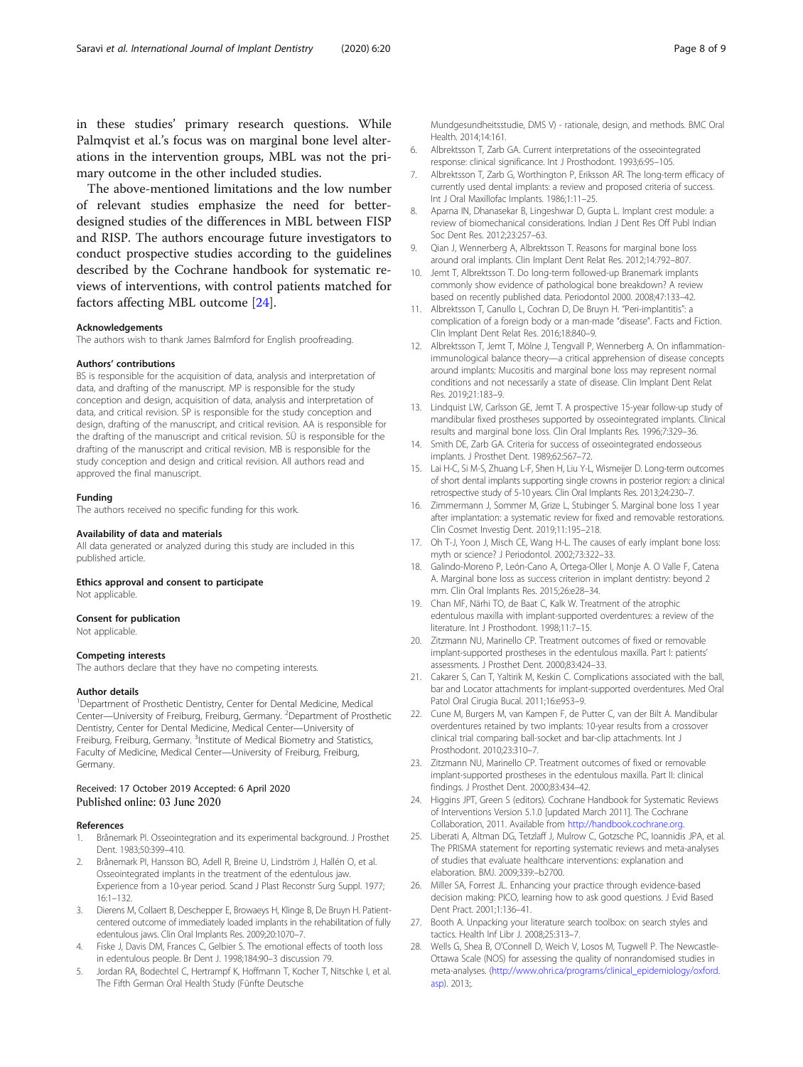in these studies' primary research questions. While Palmqvist et al.'s focus was on marginal bone level alterations in the intervention groups, MBL was not the primary outcome in the other included studies.

The above-mentioned limitations and the low number of relevant studies emphasize the need for better-designed studies of the differences in MBL between FISP and RISP. The authors encourage future investigators to conduct prospective studies according to the guidelines described by the Cochrane handbook for systematic reviews of interventions, with control patients matched for factors affecting MBL outcome [24].

#### Acknowledgements
The authors wish to thank James Balmford for English proofreading.

#### Authors' contributions
BS is responsible for the acquisition of data, analysis and interpretation of data, and drafting of the manuscript. MP is responsible for the study conception and design, acquisition of data, analysis and interpretation of data, and critical revision. SP is responsible for the study conception and design, drafting of the manuscript, and critical revision. AA is responsible for the drafting of the manuscript and critical revision. SÜ is responsible for the drafting of the manuscript and critical revision. MB is responsible for the study conception and design and critical revision. All authors read and approved the final manuscript.

#### Funding
The authors received no specific funding for this work.

#### Availability of data and materials
All data generated or analyzed during this study are included in this published article.

#### Ethics approval and consent to participate
Not applicable.

#### Consent for publication
Not applicable.

#### Competing interests
The authors declare that they have no competing interests.

#### Author details
[1]Department of Prosthetic Dentistry, Center for Dental Medicine, Medical Center—University of Freiburg, Freiburg, Germany. [2]Department of Prosthetic Dentistry, Center for Dental Medicine, Medical Center—University of Freiburg, Freiburg, Germany. [3]Institute of Medical Biometry and Statistics, Faculty of Medicine, Medical Center—University of Freiburg, Freiburg, Germany.

Received: 17 October 2019 Accepted: 6 April 2020
Published online: 03 June 2020

#### References
1. Brånemark PI. Osseointegration and its experimental background. J Prosthet Dent. 1983;50:399–410.
2. Brånemark PI, Hansson BO, Adell R, Breine U, Lindström J, Hallén O, et al. Osseointegrated implants in the treatment of the edentulous jaw. Experience from a 10-year period. Scand J Plast Reconstr Surg Suppl. 1977; 16:1–132.
3. Dierens M, Collaert B, Deschepper E, Browaeys H, Klinge B, De Bruyn H. Patient-centered outcome of immediately loaded implants in the rehabilitation of fully edentulous jaws. Clin Oral Implants Res. 2009;20:1070–7.
4. Fiske J, Davis DM, Frances C, Gelbier S. The emotional effects of tooth loss in edentulous people. Br Dent J. 1998;184:90–3 discussion 79.
5. Jordan RA, Bodechtel C, Hertrampf K, Hoffmann T, Kocher T, Nitschke I, et al. The Fifth German Oral Health Study (Fünfte Deutsche Mundgesundheitsstudie, DMS V) - rationale, design, and methods. BMC Oral Health. 2014;14:161.
6. Albrektsson T, Zarb GA. Current interpretations of the osseointegrated response: clinical significance. Int J Prosthodont. 1993;6:95–105.
7. Albrektsson T, Zarb G, Worthington P, Eriksson AR. The long-term efficacy of currently used dental implants: a review and proposed criteria of success. Int J Oral Maxillofac Implants. 1986;1:11–25.
8. Aparna IN, Dhanasekar B, Lingeshwar D, Gupta L. Implant crest module: a review of biomechanical considerations. Indian J Dent Res Off Publ Indian Soc Dent Res. 2012;23:257–63.
9. Qian J, Wennerberg A, Albrektsson T. Reasons for marginal bone loss around oral implants. Clin Implant Dent Relat Res. 2012;14:792–807.
10. Jemt T, Albrektsson T. Do long-term followed-up Branemark implants commonly show evidence of pathological bone breakdown? A review based on recently published data. Periodontol 2000. 2008;47:133–42.
11. Albrektsson T, Canullo L, Cochran D, De Bruyn H. "Peri-implantitis": a complication of a foreign body or a man-made "disease". Facts and Fiction. Clin Implant Dent Relat Res. 2016;18:840–9.
12. Albrektsson T, Jemt T, Mölne J, Tengvall P, Wennerberg A. On inflammation-immunological balance theory—a critical apprehension of disease concepts around implants: Mucositis and marginal bone loss may represent normal conditions and not necessarily a state of disease. Clin Implant Dent Relat Res. 2019;21:183–9.
13. Lindquist LW, Carlsson GE, Jemt T. A prospective 15-year follow-up study of mandibular fixed prostheses supported by osseointegrated implants. Clinical results and marginal bone loss. Clin Oral Implants Res. 1996;7:329–36.
14. Smith DE, Zarb GA. Criteria for success of osseointegrated endosseous implants. J Prosthet Dent. 1989;62:567–72.
15. Lai H-C, Si M-S, Zhuang L-F, Shen H, Liu Y-L, Wismeijer D. Long-term outcomes of short dental implants supporting single crowns in posterior region: a clinical retrospective study of 5-10 years. Clin Oral Implants Res. 2013;24:230–7.
16. Zimmermann J, Sommer M, Grize L, Stubinger S. Marginal bone loss 1 year after implantation: a systematic review for fixed and removable restorations. Clin Cosmet Investig Dent. 2019;11:195–218.
17. Oh T-J, Yoon J, Misch CE, Wang H-L. The causes of early implant bone loss: myth or science? J Periodontol. 2002;73:322–33.
18. Galindo-Moreno P, León-Cano A, Ortega-Oller I, Monje A. O Valle F, Catena A. Marginal bone loss as success criterion in implant dentistry: beyond 2 mm. Clin Oral Implants Res. 2015;26:e28–34.
19. Chan MF, Närhi TO, de Baat C, Kalk W. Treatment of the atrophic edentulous maxilla with implant-supported overdentures: a review of the literature. Int J Prosthodont. 1998;11:7–15.
20. Zitzmann NU, Marinello CP. Treatment outcomes of fixed or removable implant-supported prostheses in the edentulous maxilla. Part I: patients' assessments. J Prosthet Dent. 2000;83:424–33.
21. Cakarer S, Can T, Yaltirik M, Keskin C. Complications associated with the ball, bar and Locator attachments for implant-supported overdentures. Med Oral Patol Oral Cirugia Bucal. 2011;16:e953–9.
22. Cune M, Burgers M, van Kampen F, de Putter C, van der Bilt A. Mandibular overdentures retained by two implants: 10-year results from a crossover clinical trial comparing ball-socket and bar-clip attachments. Int J Prosthodont. 2010;23:310–7.
23. Zitzmann NU, Marinello CP. Treatment outcomes of fixed or removable implant-supported prostheses in the edentulous maxilla. Part II: clinical findings. J Prosthet Dent. 2000;83:434–42.
24. Higgins JPT, Green S (editors). Cochrane Handbook for Systematic Reviews of Interventions Version 5.1.0 [updated March 2011]. The Cochrane Collaboration, 2011. Available from http://handbook.cochrane.org.
25. Liberati A, Altman DG, Tetzlaff J, Mulrow C, Gotzsche PC, Ioannidis JPA, et al. The PRISMA statement for reporting systematic reviews and meta-analyses of studies that evaluate healthcare interventions: explanation and elaboration. BMJ. 2009;339:–b2700.
26. Miller SA, Forrest JL. Enhancing your practice through evidence-based decision making: PICO, learning how to ask good questions. J Evid Based Dent Pract. 2001;1:136–41.
27. Booth A. Unpacking your literature search toolbox: on search styles and tactics. Health Inf Libr J. 2008;25:313–7.
28. Wells G, Shea B, O'Connell D, Weich V, Losos M, Tugwell P. The Newcastle-Ottawa Scale (NOS) for assessing the quality of nonrandomised studies in meta-analyses. (http://www.ohri.ca/programs/clinical_epidemiology/oxford.asp). 2013;.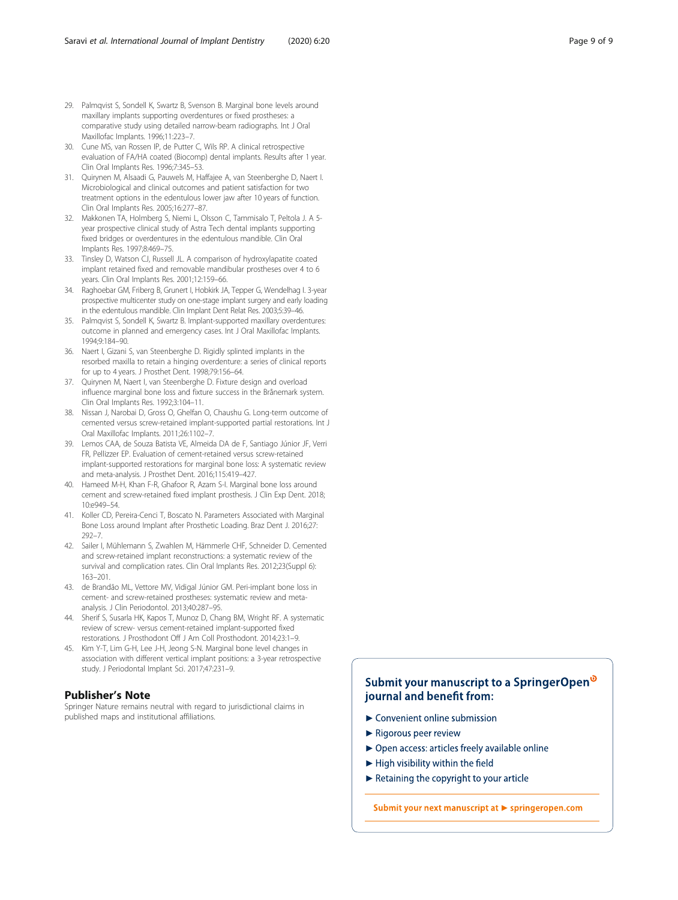29. Palmqvist S, Sondell K, Swartz B, Svenson B. Marginal bone levels around maxillary implants supporting overdentures or fixed prostheses: a comparative study using detailed narrow-beam radiographs. Int J Oral Maxillofac Implants. 1996;11:223–7.
30. Cune MS, van Rossen IP, de Putter C, Wils RP. A clinical retrospective evaluation of FA/HA coated (Biocomp) dental implants. Results after 1 year. Clin Oral Implants Res. 1996;7:345–53.
31. Quirynen M, Alsaadi G, Pauwels M, Haffajee A, van Steenberghe D, Naert I. Microbiological and clinical outcomes and patient satisfaction for two treatment options in the edentulous lower jaw after 10 years of function. Clin Oral Implants Res. 2005;16:277–87.
32. Makkonen TA, Holmberg S, Niemi L, Olsson C, Tammisalo T, Peltola J. A 5-year prospective clinical study of Astra Tech dental implants supporting fixed bridges or overdentures in the edentulous mandible. Clin Oral Implants Res. 1997;8:469–75.
33. Tinsley D, Watson CJ, Russell JL. A comparison of hydroxylapatite coated implant retained fixed and removable mandibular prostheses over 4 to 6 years. Clin Oral Implants Res. 2001;12:159–66.
34. Raghoebar GM, Friberg B, Grunert I, Hobkirk JA, Tepper G, Wendelhag I. 3-year prospective multicenter study on one-stage implant surgery and early loading in the edentulous mandible. Clin Implant Dent Relat Res. 2003;5:39–46.
35. Palmqvist S, Sondell K, Swartz B. Implant-supported maxillary overdentures: outcome in planned and emergency cases. Int J Oral Maxillofac Implants. 1994;9:184–90.
36. Naert I, Gizani S, van Steenberghe D. Rigidly splinted implants in the resorbed maxilla to retain a hinging overdenture: a series of clinical reports for up to 4 years. J Prosthet Dent. 1998;79:156–64.
37. Quirynen M, Naert I, van Steenberghe D. Fixture design and overload influence marginal bone loss and fixture success in the Brånemark system. Clin Oral Implants Res. 1992;3:104–11.
38. Nissan J, Narobai D, Gross O, Ghelfan O, Chaushu G. Long-term outcome of cemented versus screw-retained implant-supported partial restorations. Int J Oral Maxillofac Implants. 2011;26:1102–7.
39. Lemos CAA, de Souza Batista VE, Almeida DA de F, Santiago Júnior JF, Verri FR, Pellizzer EP. Evaluation of cement-retained versus screw-retained implant-supported restorations for marginal bone loss: A systematic review and meta-analysis. J Prosthet Dent. 2016;115:419–427.
40. Hameed M-H, Khan F-R, Ghafoor R, Azam S-I. Marginal bone loss around cement and screw-retained fixed implant prosthesis. J Clin Exp Dent. 2018;10:e949–54.
41. Koller CD, Pereira-Cenci T, Boscato N. Parameters Associated with Marginal Bone Loss around Implant after Prosthetic Loading. Braz Dent J. 2016;27:292–7.
42. Sailer I, Mühlemann S, Zwahlen M, Hämmerle CHF, Schneider D. Cemented and screw-retained implant reconstructions: a systematic review of the survival and complication rates. Clin Oral Implants Res. 2012;23(Suppl 6):163–201.
43. de Brandão ML, Vettore MV, Vidigal Júnior GM. Peri-implant bone loss in cement- and screw-retained prostheses: systematic review and meta-analysis. J Clin Periodontol. 2013;40:287–95.
44. Sherif S, Susarla HK, Kapos T, Munoz D, Chang BM, Wright RF. A systematic review of screw- versus cement-retained implant-supported fixed restorations. J Prosthodont Off J Am Coll Prosthodont. 2014;23:1–9.
45. Kim Y-T, Lim G-H, Lee J-H, Jeong S-N. Marginal bone level changes in association with different vertical implant positions: a 3-year retrospective study. J Periodontal Implant Sci. 2017;47:231–9.

## Publisher's Note

Springer Nature remains neutral with regard to jurisdictional claims in published maps and institutional affiliations.

**Submit your manuscript to a SpringerOpen journal and benefit from:**

- Convenient online submission
- Rigorous peer review
- Open access: articles freely available online
- High visibility within the field
- Retaining the copyright to your article

**Submit your next manuscript at ▶ springeropen.com**